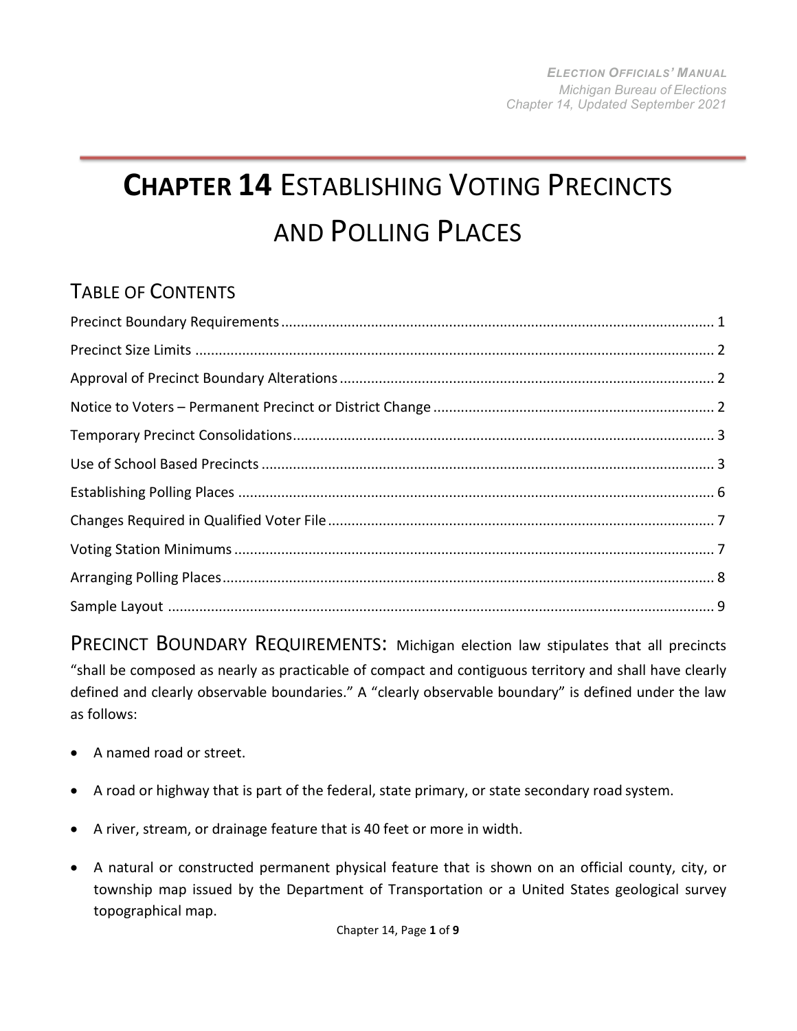# CHAPTER 14 ESTABLISHING VOTING PRECINCTS AND POLLING PLACES

## TABLE OF CONTENTS

| | |
|---|---|
| Precinct Boundary Requirements | 1 |
| Precinct Size Limits | 2 |
| Approval of Precinct Boundary Alterations | 2 |
| Notice to Voters – Permanent Precinct or District Change | 2 |
| Temporary Precinct Consolidations | 3 |
| Use of School Based Precincts | 3 |
| Establishing Polling Places | 6 |
| Changes Required in Qualified Voter File | 7 |
| Voting Station Minimums | 7 |
| Arranging Polling Places | 8 |
| Sample Layout | 9 |

## PRECINCT BOUNDARY REQUIREMENTS:

Michigan election law stipulates that all precincts "shall be composed as nearly as practicable of compact and contiguous territory and shall have clearly defined and clearly observable boundaries." A "clearly observable boundary" is defined under the law as follows:

- A named road or street.
- A road or highway that is part of the federal, state primary, or state secondary road system.
- A river, stream, or drainage feature that is 40 feet or more in width.
- A natural or constructed permanent physical feature that is shown on an official county, city, or township map issued by the Department of Transportation or a United States geological survey topographical map.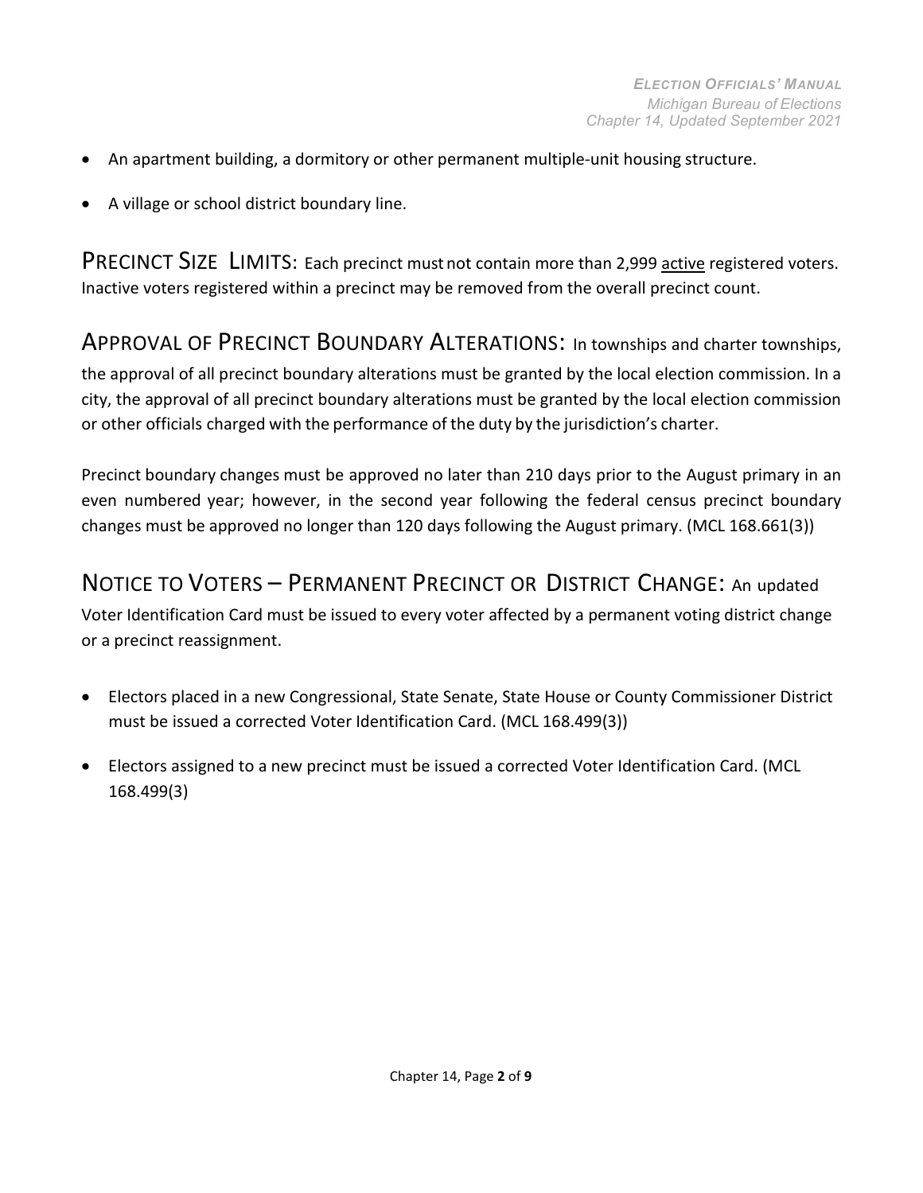- An apartment building, a dormitory or other permanent multiple-unit housing structure.
- A village or school district boundary line.

**PRECINCT SIZE LIMITS:** Each precinct must not contain more than 2,999 <u>active</u> registered voters. Inactive voters registered within a precinct may be removed from the overall precinct count.

**APPROVAL OF PRECINCT BOUNDARY ALTERATIONS:** In townships and charter townships, the approval of all precinct boundary alterations must be granted by the local election commission. In a city, the approval of all precinct boundary alterations must be granted by the local election commission or other officials charged with the performance of the duty by the jurisdiction's charter.

Precinct boundary changes must be approved no later than 210 days prior to the August primary in an even numbered year; however, in the second year following the federal census precinct boundary changes must be approved no longer than 120 days following the August primary. (MCL 168.661(3))

**NOTICE TO VOTERS – PERMANENT PRECINCT OR DISTRICT CHANGE:** An updated Voter Identification Card must be issued to every voter affected by a permanent voting district change or a precinct reassignment.

- Electors placed in a new Congressional, State Senate, State House or County Commissioner District must be issued a corrected Voter Identification Card. (MCL 168.499(3))
- Electors assigned to a new precinct must be issued a corrected Voter Identification Card. (MCL 168.499(3)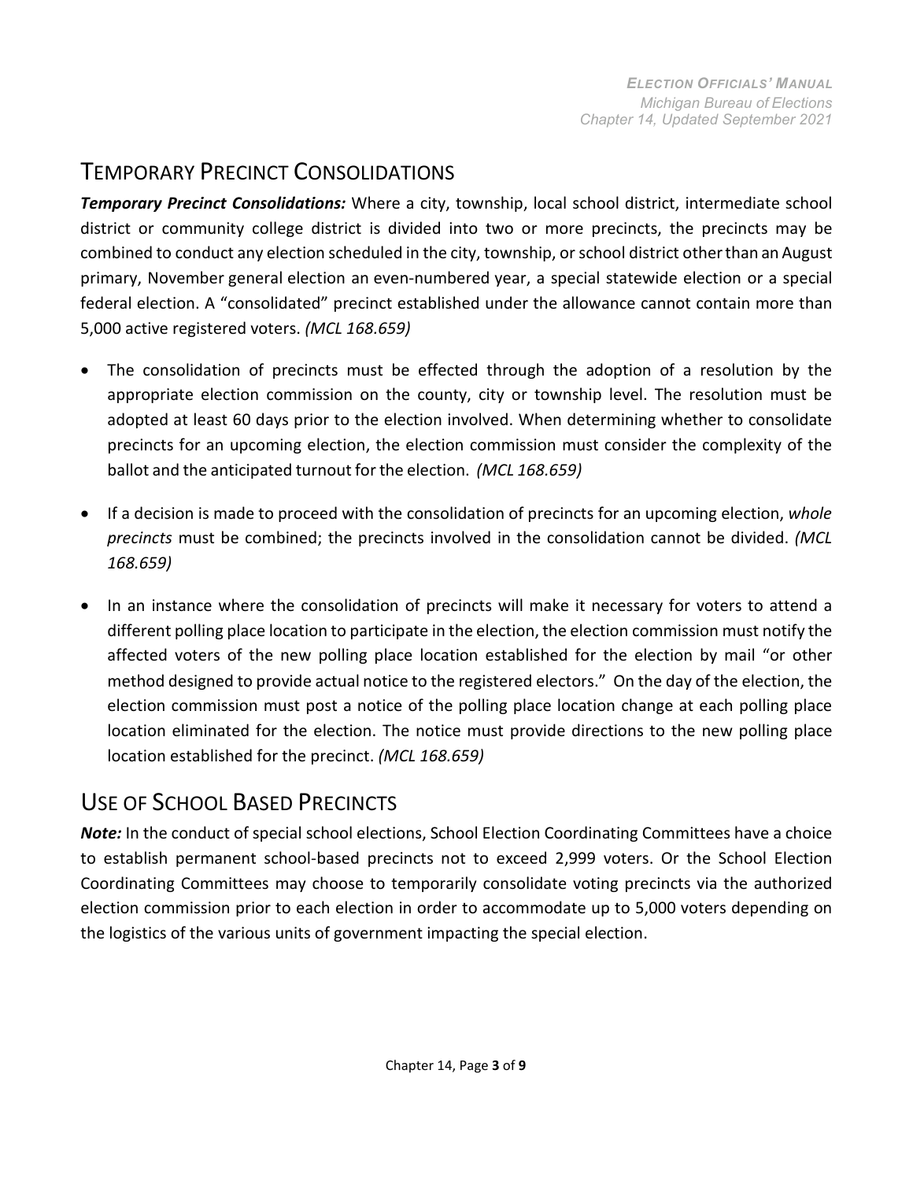## Temporary Precinct Consolidations

***Temporary Precinct Consolidations:*** Where a city, township, local school district, intermediate school district or community college district is divided into two or more precincts, the precincts may be combined to conduct any election scheduled in the city, township, or school district other than an August primary, November general election an even-numbered year, a special statewide election or a special federal election. A "consolidated" precinct established under the allowance cannot contain more than 5,000 active registered voters. *(MCL 168.659)*

- The consolidation of precincts must be effected through the adoption of a resolution by the appropriate election commission on the county, city or township level. The resolution must be adopted at least 60 days prior to the election involved. When determining whether to consolidate precincts for an upcoming election, the election commission must consider the complexity of the ballot and the anticipated turnout for the election. *(MCL 168.659)*
- If a decision is made to proceed with the consolidation of precincts for an upcoming election, *whole precincts* must be combined; the precincts involved in the consolidation cannot be divided. *(MCL 168.659)*
- In an instance where the consolidation of precincts will make it necessary for voters to attend a different polling place location to participate in the election, the election commission must notify the affected voters of the new polling place location established for the election by mail "or other method designed to provide actual notice to the registered electors." On the day of the election, the election commission must post a notice of the polling place location change at each polling place location eliminated for the election. The notice must provide directions to the new polling place location established for the precinct. *(MCL 168.659)*

## Use of School Based Precincts

***Note:*** In the conduct of special school elections, School Election Coordinating Committees have a choice to establish permanent school-based precincts not to exceed 2,999 voters. Or the School Election Coordinating Committees may choose to temporarily consolidate voting precincts via the authorized election commission prior to each election in order to accommodate up to 5,000 voters depending on the logistics of the various units of government impacting the special election.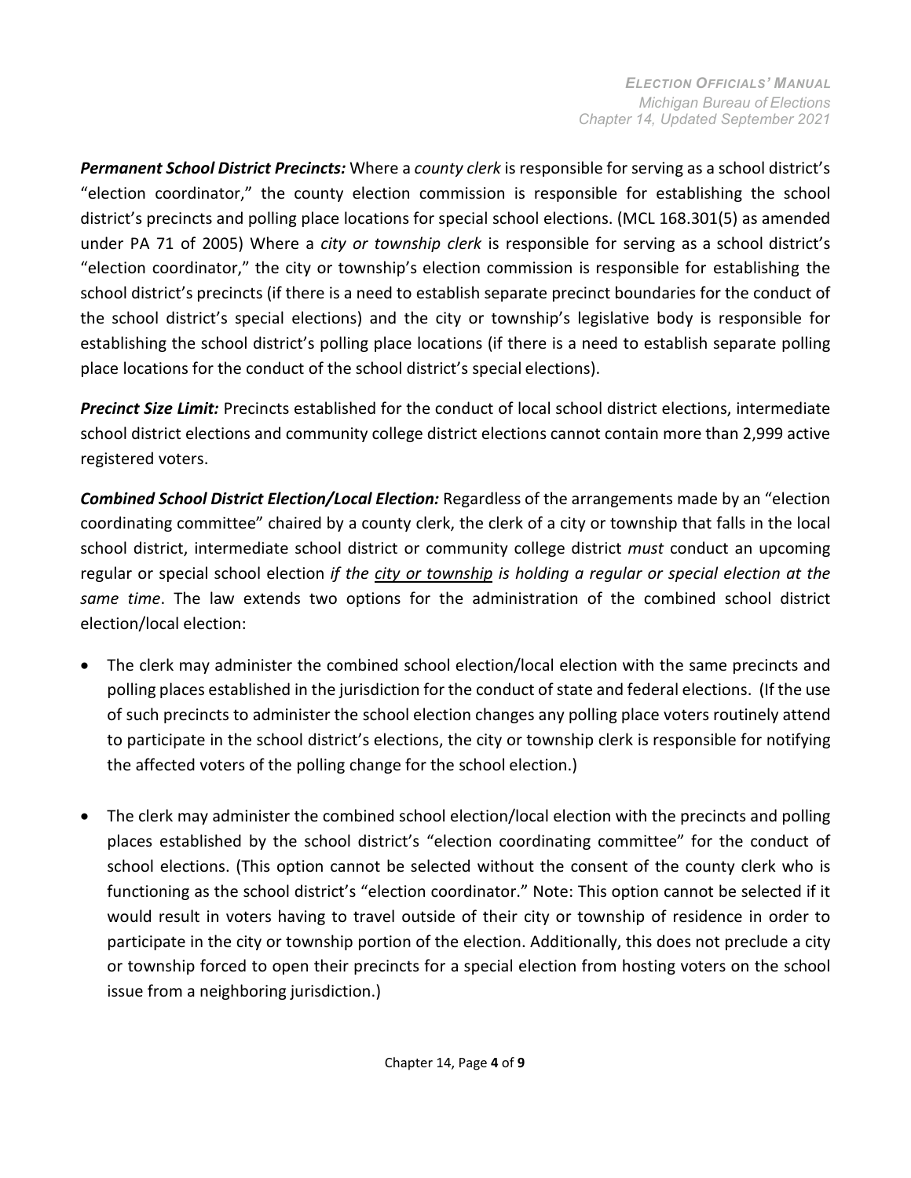***Permanent School District Precincts:*** Where a *county clerk* is responsible for serving as a school district's "election coordinator," the county election commission is responsible for establishing the school district's precincts and polling place locations for special school elections. (MCL 168.301(5) as amended under PA 71 of 2005) Where a *city or township clerk* is responsible for serving as a school district's "election coordinator," the city or township's election commission is responsible for establishing the school district's precincts (if there is a need to establish separate precinct boundaries for the conduct of the school district's special elections) and the city or township's legislative body is responsible for establishing the school district's polling place locations (if there is a need to establish separate polling place locations for the conduct of the school district's special elections).

***Precinct Size Limit:*** Precincts established for the conduct of local school district elections, intermediate school district elections and community college district elections cannot contain more than 2,999 active registered voters.

***Combined School District Election/Local Election:*** Regardless of the arrangements made by an "election coordinating committee" chaired by a county clerk, the clerk of a city or township that falls in the local school district, intermediate school district or community college district *must* conduct an upcoming regular or special school election *if the <u>city or township</u> is holding a regular or special election at the same time*. The law extends two options for the administration of the combined school district election/local election:

- The clerk may administer the combined school election/local election with the same precincts and polling places established in the jurisdiction for the conduct of state and federal elections. (If the use of such precincts to administer the school election changes any polling place voters routinely attend to participate in the school district's elections, the city or township clerk is responsible for notifying the affected voters of the polling change for the school election.)

- The clerk may administer the combined school election/local election with the precincts and polling places established by the school district's "election coordinating committee" for the conduct of school elections. (This option cannot be selected without the consent of the county clerk who is functioning as the school district's "election coordinator." Note: This option cannot be selected if it would result in voters having to travel outside of their city or township of residence in order to participate in the city or township portion of the election. Additionally, this does not preclude a city or township forced to open their precincts for a special election from hosting voters on the school issue from a neighboring jurisdiction.)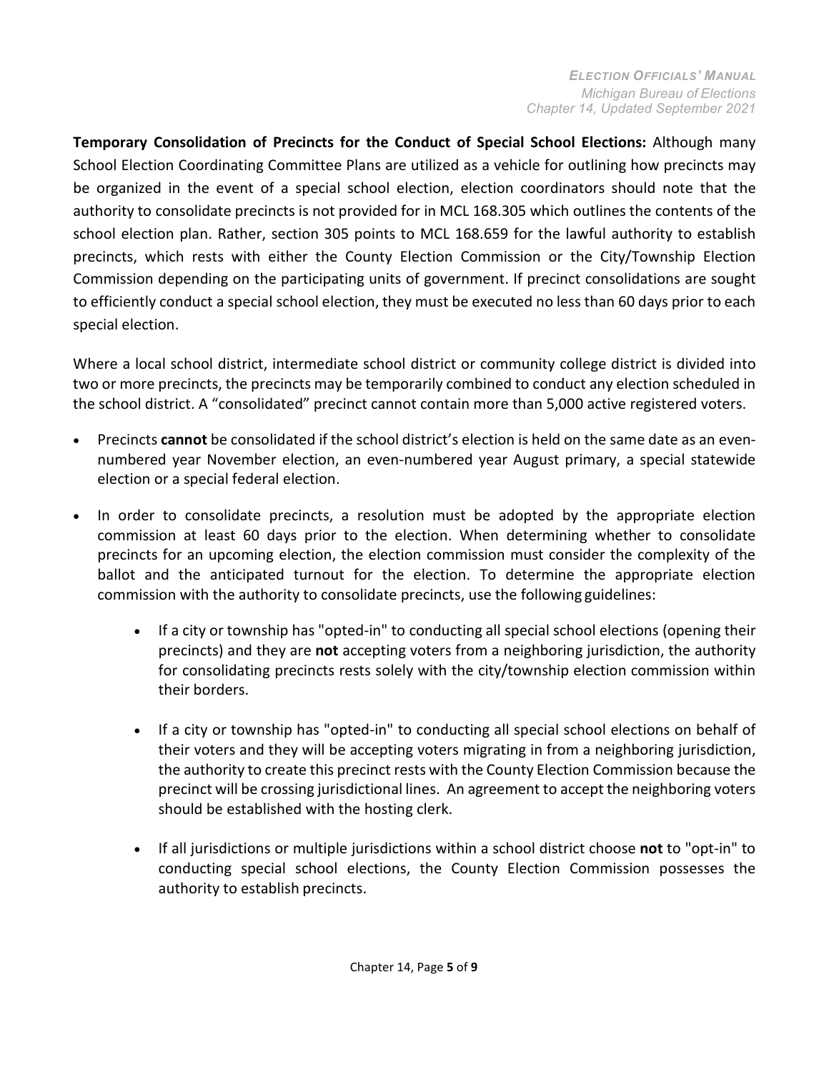**Temporary Consolidation of Precincts for the Conduct of Special School Elections:** Although many School Election Coordinating Committee Plans are utilized as a vehicle for outlining how precincts may be organized in the event of a special school election, election coordinators should note that the authority to consolidate precincts is not provided for in MCL 168.305 which outlines the contents of the school election plan. Rather, section 305 points to MCL 168.659 for the lawful authority to establish precincts, which rests with either the County Election Commission or the City/Township Election Commission depending on the participating units of government. If precinct consolidations are sought to efficiently conduct a special school election, they must be executed no less than 60 days prior to each special election.

Where a local school district, intermediate school district or community college district is divided into two or more precincts, the precincts may be temporarily combined to conduct any election scheduled in the school district. A "consolidated" precinct cannot contain more than 5,000 active registered voters.

- Precincts **cannot** be consolidated if the school district's election is held on the same date as an even-numbered year November election, an even-numbered year August primary, a special statewide election or a special federal election.

- In order to consolidate precincts, a resolution must be adopted by the appropriate election commission at least 60 days prior to the election. When determining whether to consolidate precincts for an upcoming election, the election commission must consider the complexity of the ballot and the anticipated turnout for the election. To determine the appropriate election commission with the authority to consolidate precincts, use the following guidelines:

    - If a city or township has "opted-in" to conducting all special school elections (opening their precincts) and they are **not** accepting voters from a neighboring jurisdiction, the authority for consolidating precincts rests solely with the city/township election commission within their borders.

    - If a city or township has "opted-in" to conducting all special school elections on behalf of their voters and they will be accepting voters migrating in from a neighboring jurisdiction, the authority to create this precinct rests with the County Election Commission because the precinct will be crossing jurisdictional lines. An agreement to accept the neighboring voters should be established with the hosting clerk.

    - If all jurisdictions or multiple jurisdictions within a school district choose **not** to "opt-in" to conducting special school elections, the County Election Commission possesses the authority to establish precincts.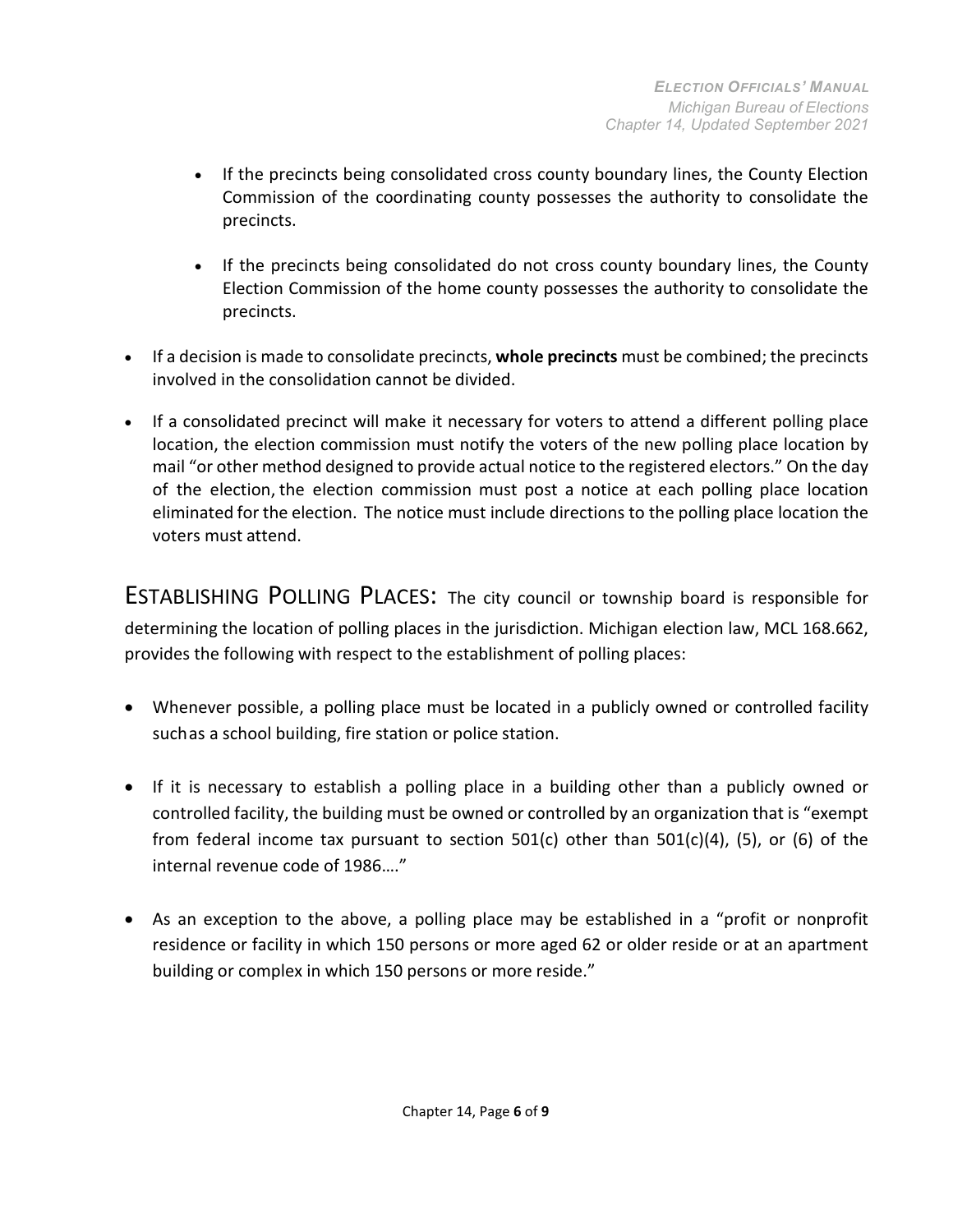- If the precincts being consolidated cross county boundary lines, the County Election Commission of the coordinating county possesses the authority to consolidate the precincts.

- If the precincts being consolidated do not cross county boundary lines, the County Election Commission of the home county possesses the authority to consolidate the precincts.

- If a decision is made to consolidate precincts, **whole precincts** must be combined; the precincts involved in the consolidation cannot be divided.

- If a consolidated precinct will make it necessary for voters to attend a different polling place location, the election commission must notify the voters of the new polling place location by mail "or other method designed to provide actual notice to the registered electors." On the day of the election, the election commission must post a notice at each polling place location eliminated for the election. The notice must include directions to the polling place location the voters must attend.

## ESTABLISHING POLLING PLACES:

The city council or township board is responsible for determining the location of polling places in the jurisdiction. Michigan election law, MCL 168.662, provides the following with respect to the establishment of polling places:

- Whenever possible, a polling place must be located in a publicly owned or controlled facility such as a school building, fire station or police station.

- If it is necessary to establish a polling place in a building other than a publicly owned or controlled facility, the building must be owned or controlled by an organization that is "exempt from federal income tax pursuant to section 501(c) other than 501(c)(4), (5), or (6) of the internal revenue code of 1986…."

- As an exception to the above, a polling place may be established in a "profit or nonprofit residence or facility in which 150 persons or more aged 62 or older reside or at an apartment building or complex in which 150 persons or more reside."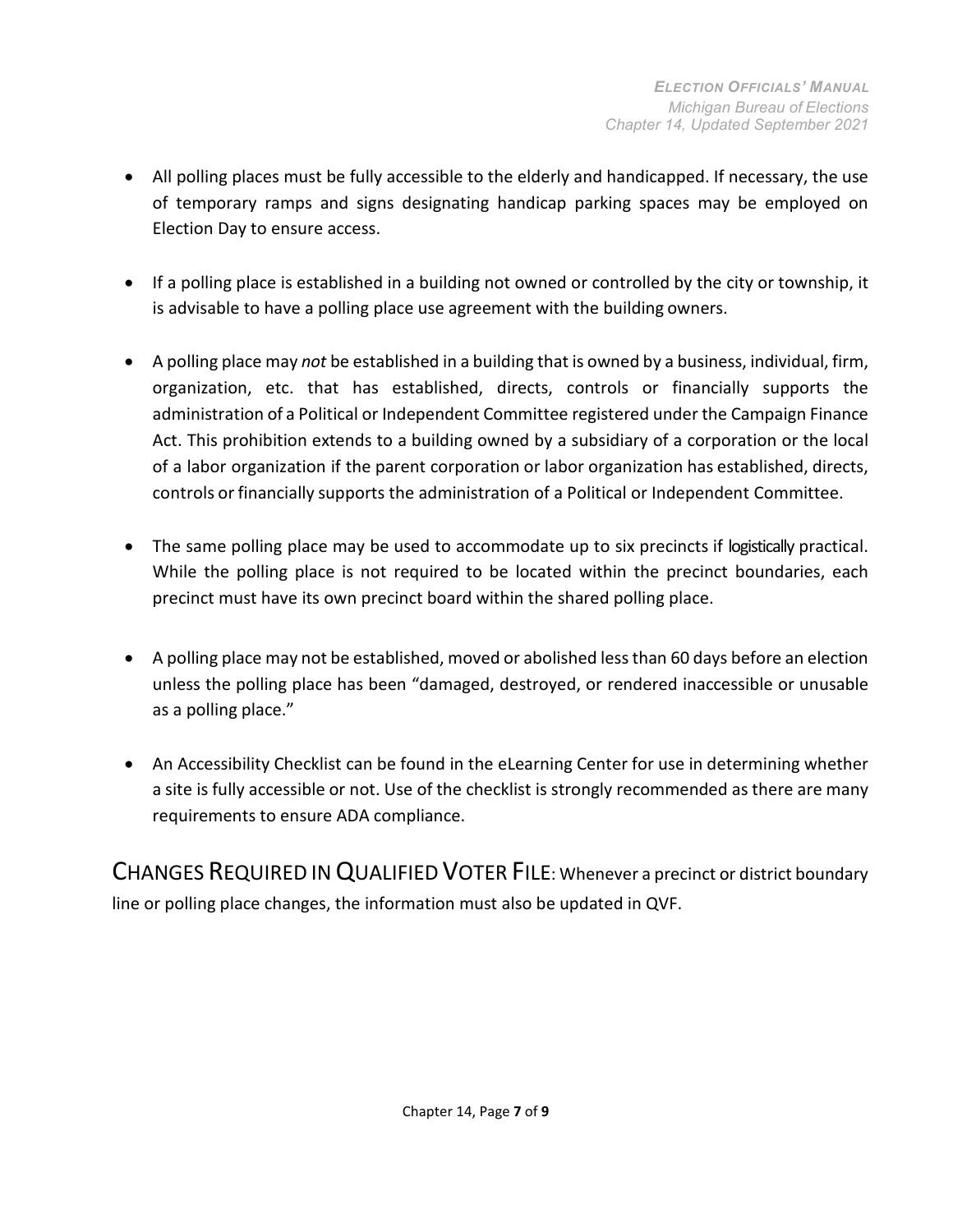- All polling places must be fully accessible to the elderly and handicapped. If necessary, the use of temporary ramps and signs designating handicap parking spaces may be employed on Election Day to ensure access.

- If a polling place is established in a building not owned or controlled by the city or township, it is advisable to have a polling place use agreement with the building owners.

- A polling place may *not* be established in a building that is owned by a business, individual, firm, organization, etc. that has established, directs, controls or financially supports the administration of a Political or Independent Committee registered under the Campaign Finance Act. This prohibition extends to a building owned by a subsidiary of a corporation or the local of a labor organization if the parent corporation or labor organization has established, directs, controls or financially supports the administration of a Political or Independent Committee.

- The same polling place may be used to accommodate up to six precincts if logistically practical. While the polling place is not required to be located within the precinct boundaries, each precinct must have its own precinct board within the shared polling place.

- A polling place may not be established, moved or abolished less than 60 days before an election unless the polling place has been "damaged, destroyed, or rendered inaccessible or unusable as a polling place."

- An Accessibility Checklist can be found in the eLearning Center for use in determining whether a site is fully accessible or not. Use of the checklist is strongly recommended as there are many requirements to ensure ADA compliance.

**CHANGES REQUIRED IN QUALIFIED VOTER FILE**: Whenever a precinct or district boundary line or polling place changes, the information must also be updated in QVF.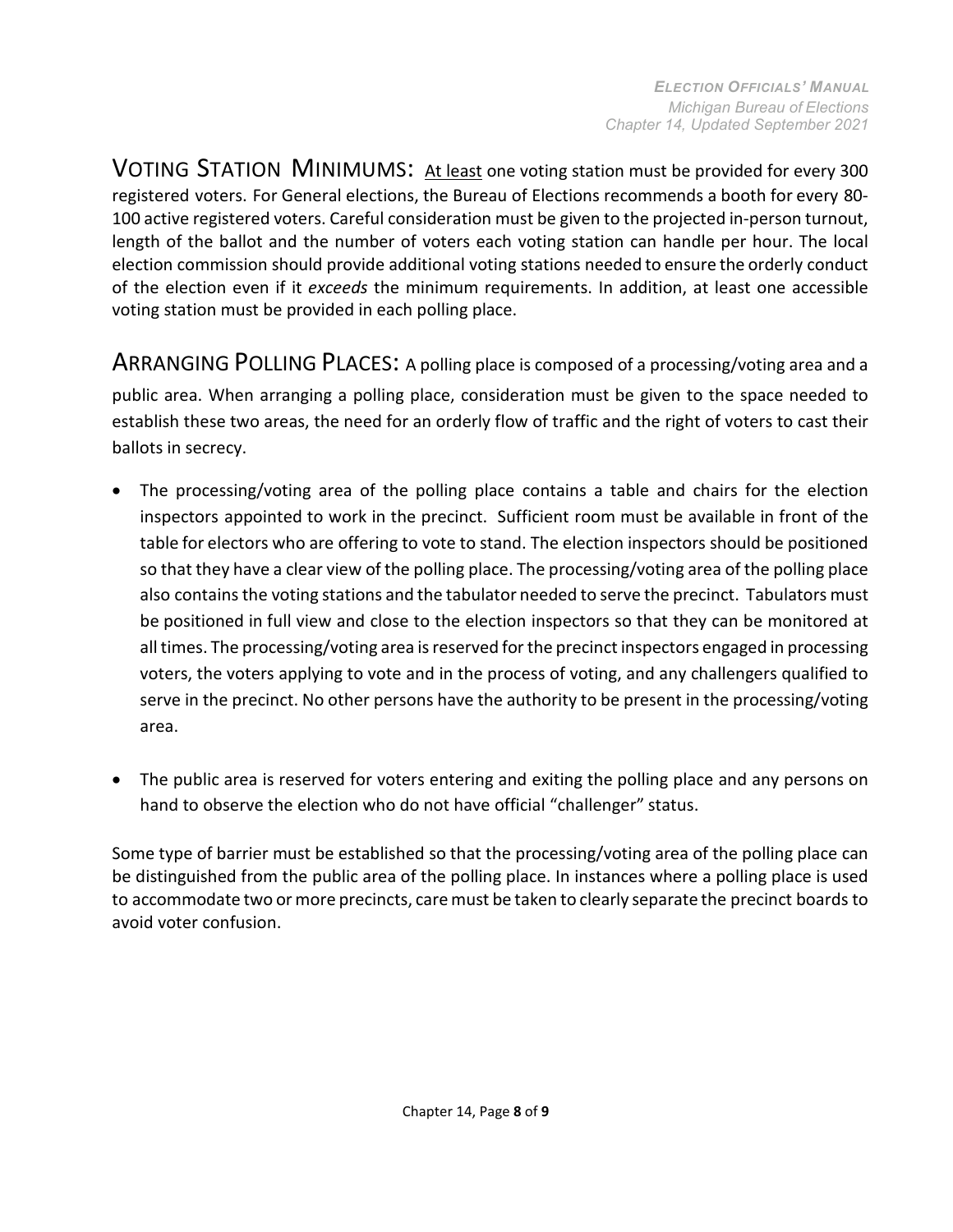**VOTING STATION MINIMUMS:** At least one voting station must be provided for every 300 registered voters. For General elections, the Bureau of Elections recommends a booth for every 80-100 active registered voters. Careful consideration must be given to the projected in-person turnout, length of the ballot and the number of voters each voting station can handle per hour. The local election commission should provide additional voting stations needed to ensure the orderly conduct of the election even if it *exceeds* the minimum requirements. In addition, at least one accessible voting station must be provided in each polling place.

**ARRANGING POLLING PLACES:** A polling place is composed of a processing/voting area and a public area. When arranging a polling place, consideration must be given to the space needed to establish these two areas, the need for an orderly flow of traffic and the right of voters to cast their ballots in secrecy.

- The processing/voting area of the polling place contains a table and chairs for the election inspectors appointed to work in the precinct. Sufficient room must be available in front of the table for electors who are offering to vote to stand. The election inspectors should be positioned so that they have a clear view of the polling place. The processing/voting area of the polling place also contains the voting stations and the tabulator needed to serve the precinct. Tabulators must be positioned in full view and close to the election inspectors so that they can be monitored at all times. The processing/voting area is reserved for the precinct inspectors engaged in processing voters, the voters applying to vote and in the process of voting, and any challengers qualified to serve in the precinct. No other persons have the authority to be present in the processing/voting area.

- The public area is reserved for voters entering and exiting the polling place and any persons on hand to observe the election who do not have official "challenger" status.

Some type of barrier must be established so that the processing/voting area of the polling place can be distinguished from the public area of the polling place. In instances where a polling place is used to accommodate two or more precincts, care must be taken to clearly separate the precinct boards to avoid voter confusion.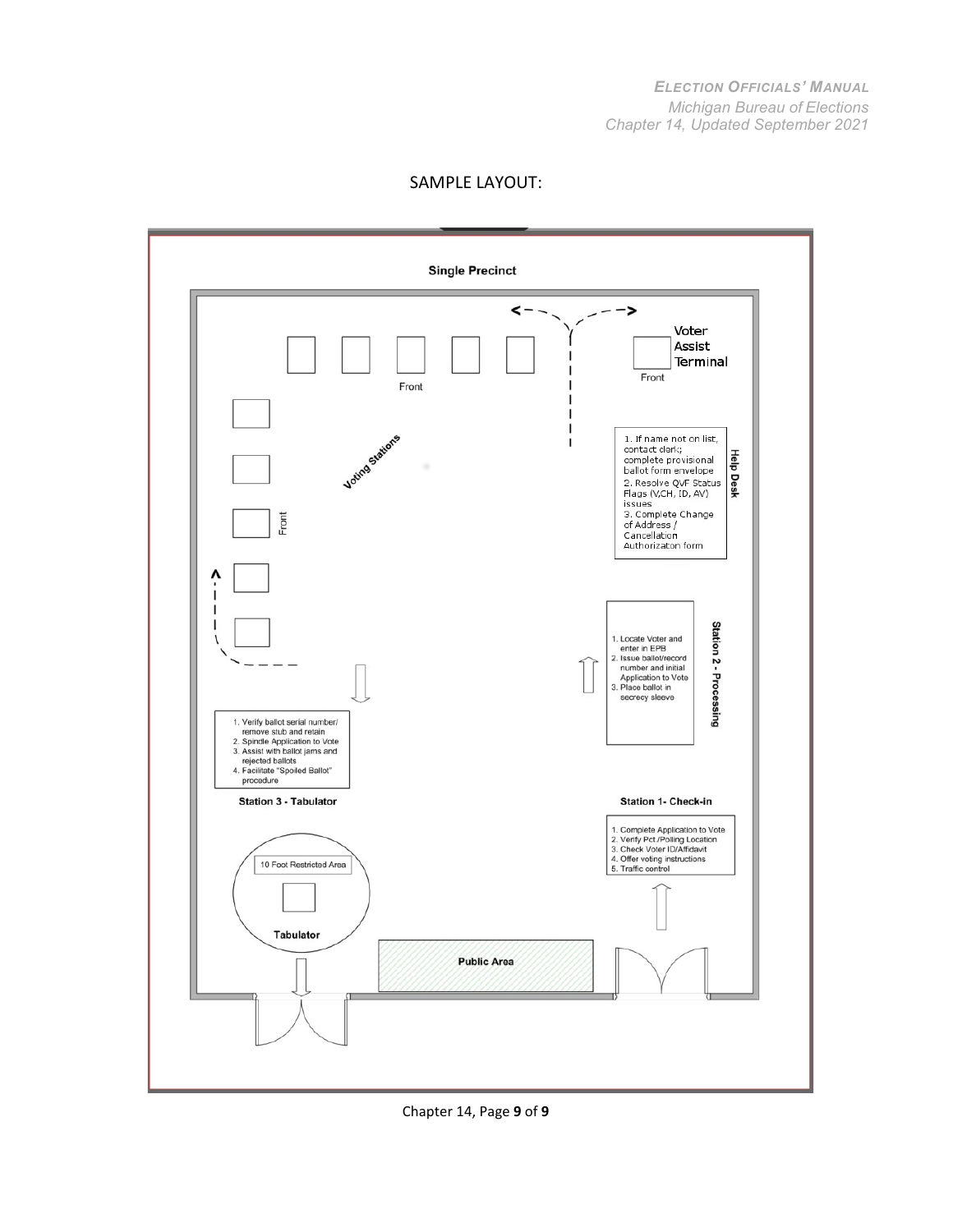SAMPLE LAYOUT:

Single Precinct

Voter Assist Terminal

Front

Front

Voting Stations

Front

Help Desk

1. If name not on list, contact clerk; complete provisional ballot form envelope
2. Resolve QVF Status Flags (V,CH, ID, AV) issues
3. Complete Change of Address / Cancellation Authorizaton form

Station 2 - Processing

1. Locate Voter and enter in EPB
2. Issue ballot/record number and initial Application to Vote
3. Place ballot in secrecy sleeve

Station 3 - Tabulator

1. Verify ballot serial number/ remove stub and retain
2. Spindle Application to Vote
3. Assist with ballot jams and rejected ballots
4. Facilitate "Spoiled Ballot" procedure

Station 1- Check-in

1. Complete Application to Vote
2. Verify Pct./Polling Location
3. Check Voter ID/Affidavit
4. Offer voting instructions
5. Traffic control

10 Foot Restricted Area

Tabulator

Public Area